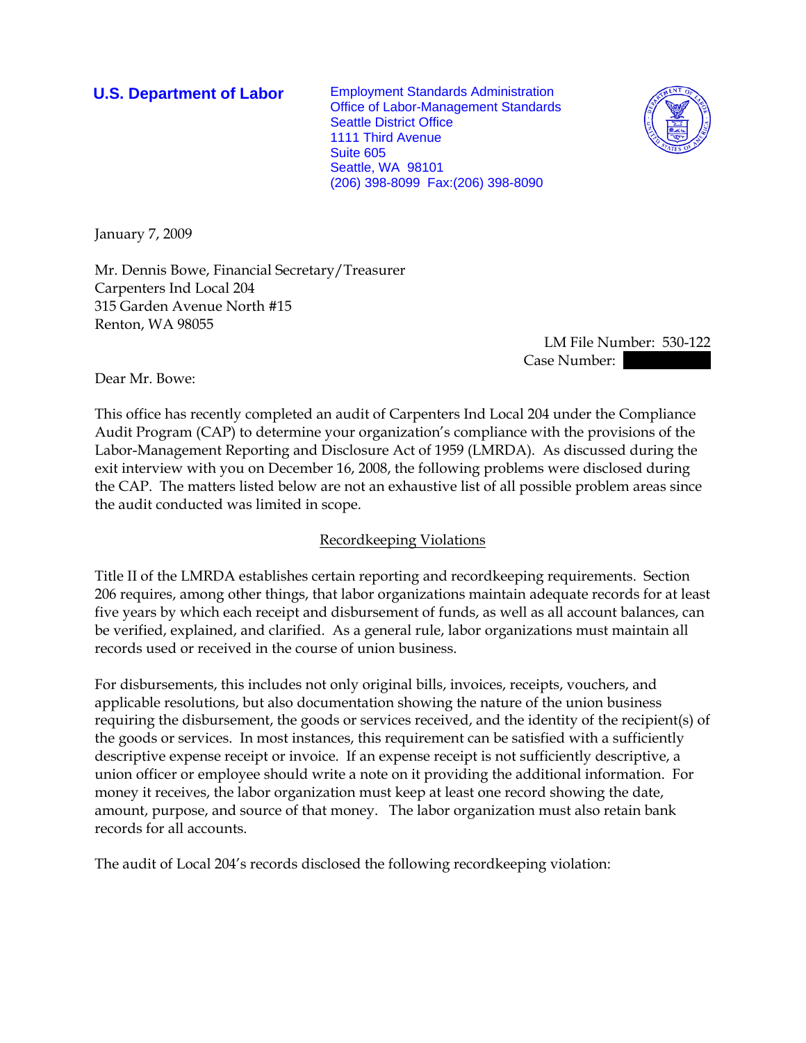**U.S. Department of Labor**

Employment Standards Administration
Office of Labor-Management Standards
Seattle District Office
1111 Third Avenue
Suite 605
Seattle, WA 98101
(206) 398-8099 Fax:(206) 398-8090

January 7, 2009

Mr. Dennis Bowe, Financial Secretary/Treasurer
Carpenters Ind Local 204
315 Garden Avenue North #15
Renton, WA 98055

LM File Number: 530-122
Case Number:

Dear Mr. Bowe:

This office has recently completed an audit of Carpenters Ind Local 204 under the Compliance Audit Program (CAP) to determine your organization's compliance with the provisions of the Labor-Management Reporting and Disclosure Act of 1959 (LMRDA). As discussed during the exit interview with you on December 16, 2008, the following problems were disclosed during the CAP. The matters listed below are not an exhaustive list of all possible problem areas since the audit conducted was limited in scope.

## Recordkeeping Violations

Title II of the LMRDA establishes certain reporting and recordkeeping requirements. Section 206 requires, among other things, that labor organizations maintain adequate records for at least five years by which each receipt and disbursement of funds, as well as all account balances, can be verified, explained, and clarified. As a general rule, labor organizations must maintain all records used or received in the course of union business.

For disbursements, this includes not only original bills, invoices, receipts, vouchers, and applicable resolutions, but also documentation showing the nature of the union business requiring the disbursement, the goods or services received, and the identity of the recipient(s) of the goods or services. In most instances, this requirement can be satisfied with a sufficiently descriptive expense receipt or invoice. If an expense receipt is not sufficiently descriptive, a union officer or employee should write a note on it providing the additional information. For money it receives, the labor organization must keep at least one record showing the date, amount, purpose, and source of that money. The labor organization must also retain bank records for all accounts.

The audit of Local 204's records disclosed the following recordkeeping violation: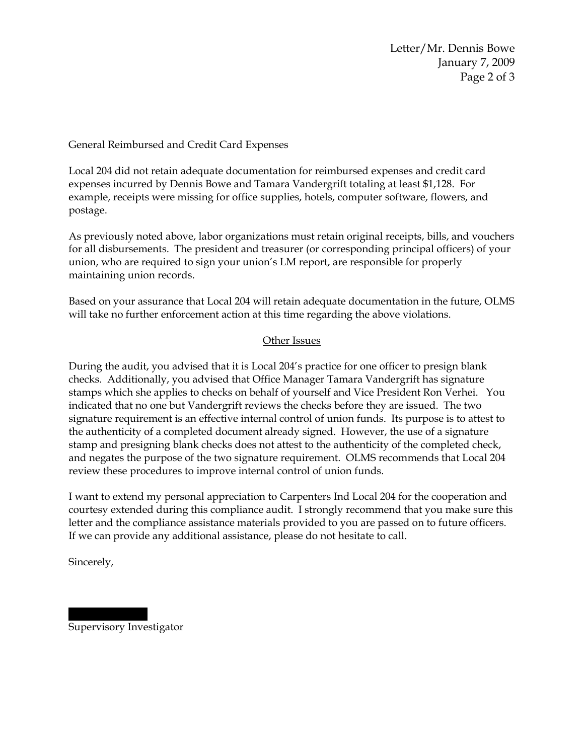General Reimbursed and Credit Card Expenses

Local 204 did not retain adequate documentation for reimbursed expenses and credit card expenses incurred by Dennis Bowe and Tamara Vandergrift totaling at least $1,128. For example, receipts were missing for office supplies, hotels, computer software, flowers, and postage.

As previously noted above, labor organizations must retain original receipts, bills, and vouchers for all disbursements. The president and treasurer (or corresponding principal officers) of your union, who are required to sign your union's LM report, are responsible for properly maintaining union records.

Based on your assurance that Local 204 will retain adequate documentation in the future, OLMS will take no further enforcement action at this time regarding the above violations.

## Other Issues

During the audit, you advised that it is Local 204's practice for one officer to presign blank checks. Additionally, you advised that Office Manager Tamara Vandergrift has signature stamps which she applies to checks on behalf of yourself and Vice President Ron Verhei. You indicated that no one but Vandergrift reviews the checks before they are issued. The two signature requirement is an effective internal control of union funds. Its purpose is to attest to the authenticity of a completed document already signed. However, the use of a signature stamp and presigning blank checks does not attest to the authenticity of the completed check, and negates the purpose of the two signature requirement. OLMS recommends that Local 204 review these procedures to improve internal control of union funds.

I want to extend my personal appreciation to Carpenters Ind Local 204 for the cooperation and courtesy extended during this compliance audit. I strongly recommend that you make sure this letter and the compliance assistance materials provided to you are passed on to future officers. If we can provide any additional assistance, please do not hesitate to call.

Sincerely,

Supervisory Investigator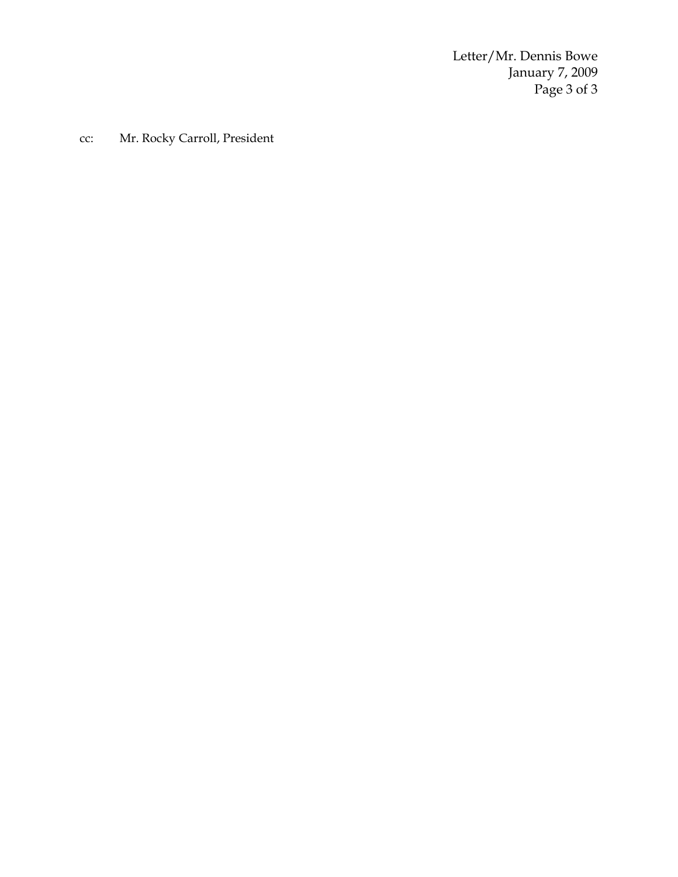cc: Mr. Rocky Carroll, President